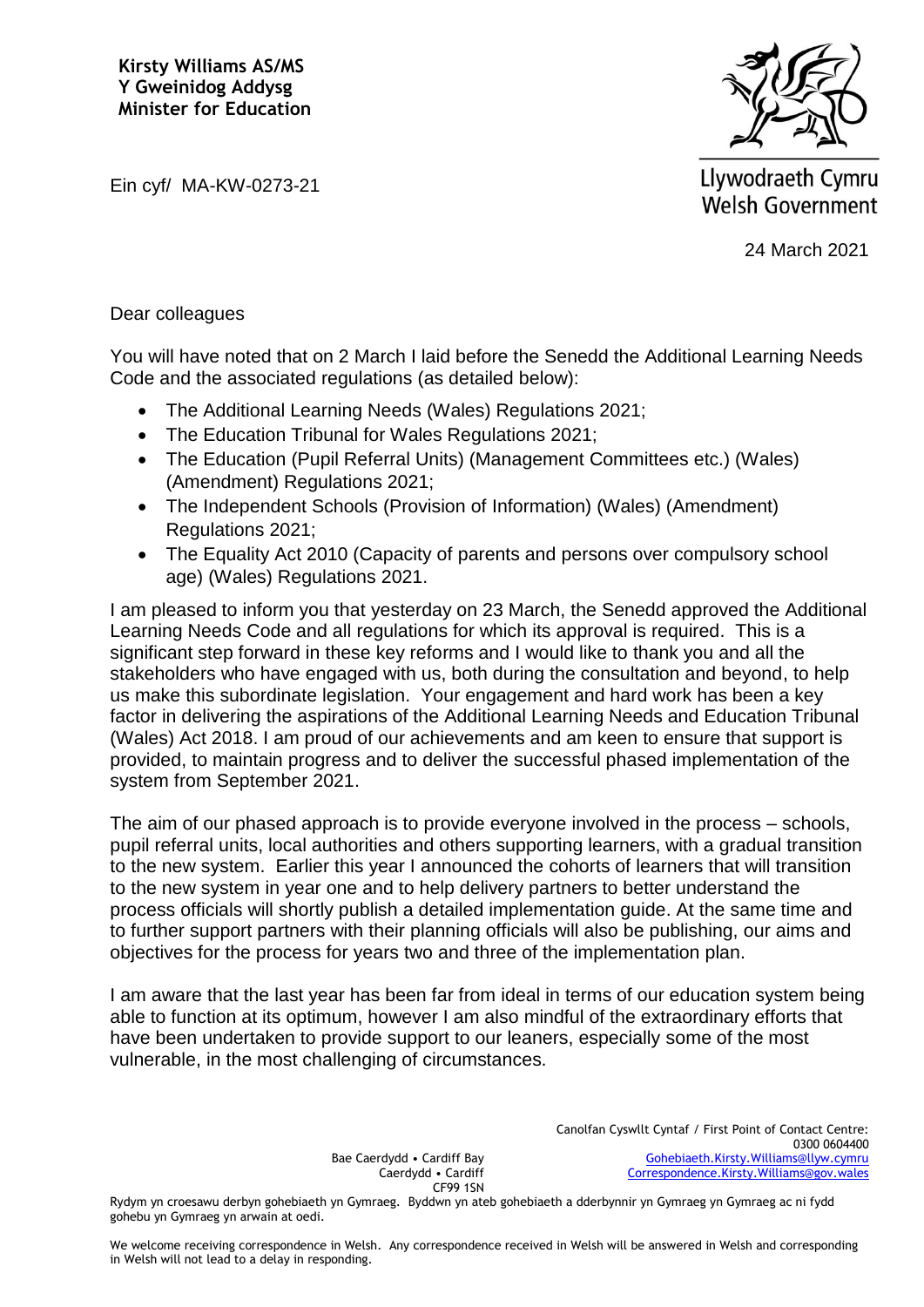**Kirsty Williams AS/MS**
**Y Gweinidog Addysg**
**Minister for Education**

Llywodraeth Cymru
Welsh Government

Ein cyf/ MA-KW-0273-21

24 March 2021

Dear colleagues

You will have noted that on 2 March I laid before the Senedd the Additional Learning Needs Code and the associated regulations (as detailed below):

- The Additional Learning Needs (Wales) Regulations 2021;
- The Education Tribunal for Wales Regulations 2021;
- The Education (Pupil Referral Units) (Management Committees etc.) (Wales) (Amendment) Regulations 2021;
- The Independent Schools (Provision of Information) (Wales) (Amendment) Regulations 2021;
- The Equality Act 2010 (Capacity of parents and persons over compulsory school age) (Wales) Regulations 2021.

I am pleased to inform you that yesterday on 23 March, the Senedd approved the Additional Learning Needs Code and all regulations for which its approval is required. This is a significant step forward in these key reforms and I would like to thank you and all the stakeholders who have engaged with us, both during the consultation and beyond, to help us make this subordinate legislation. Your engagement and hard work has been a key factor in delivering the aspirations of the Additional Learning Needs and Education Tribunal (Wales) Act 2018. I am proud of our achievements and am keen to ensure that support is provided, to maintain progress and to deliver the successful phased implementation of the system from September 2021.

The aim of our phased approach is to provide everyone involved in the process – schools, pupil referral units, local authorities and others supporting learners, with a gradual transition to the new system. Earlier this year I announced the cohorts of learners that will transition to the new system in year one and to help delivery partners to better understand the process officials will shortly publish a detailed implementation guide. At the same time and to further support partners with their planning officials will also be publishing, our aims and objectives for the process for years two and three of the implementation plan.

I am aware that the last year has been far from ideal in terms of our education system being able to function at its optimum, however I am also mindful of the extraordinary efforts that have been undertaken to provide support to our leaners, especially some of the most vulnerable, in the most challenging of circumstances.

Bae Caerdydd • Cardiff Bay
Caerdydd • Cardiff
CF99 1SN

Canolfan Cyswllt Cyntaf / First Point of Contact Centre:
0300 0604400
Gohebiaeth.Kirsty.Williams@llyw.cymru
Correspondence.Kirsty.Williams@gov.wales

Rydym yn croesawu derbyn gohebiaeth yn Gymraeg. Byddwn yn ateb gohebiaeth a dderbynnir yn Gymraeg yn Gymraeg ac ni fydd gohebu yn Gymraeg yn arwain at oedi.

We welcome receiving correspondence in Welsh. Any correspondence received in Welsh will be answered in Welsh and corresponding in Welsh will not lead to a delay in responding.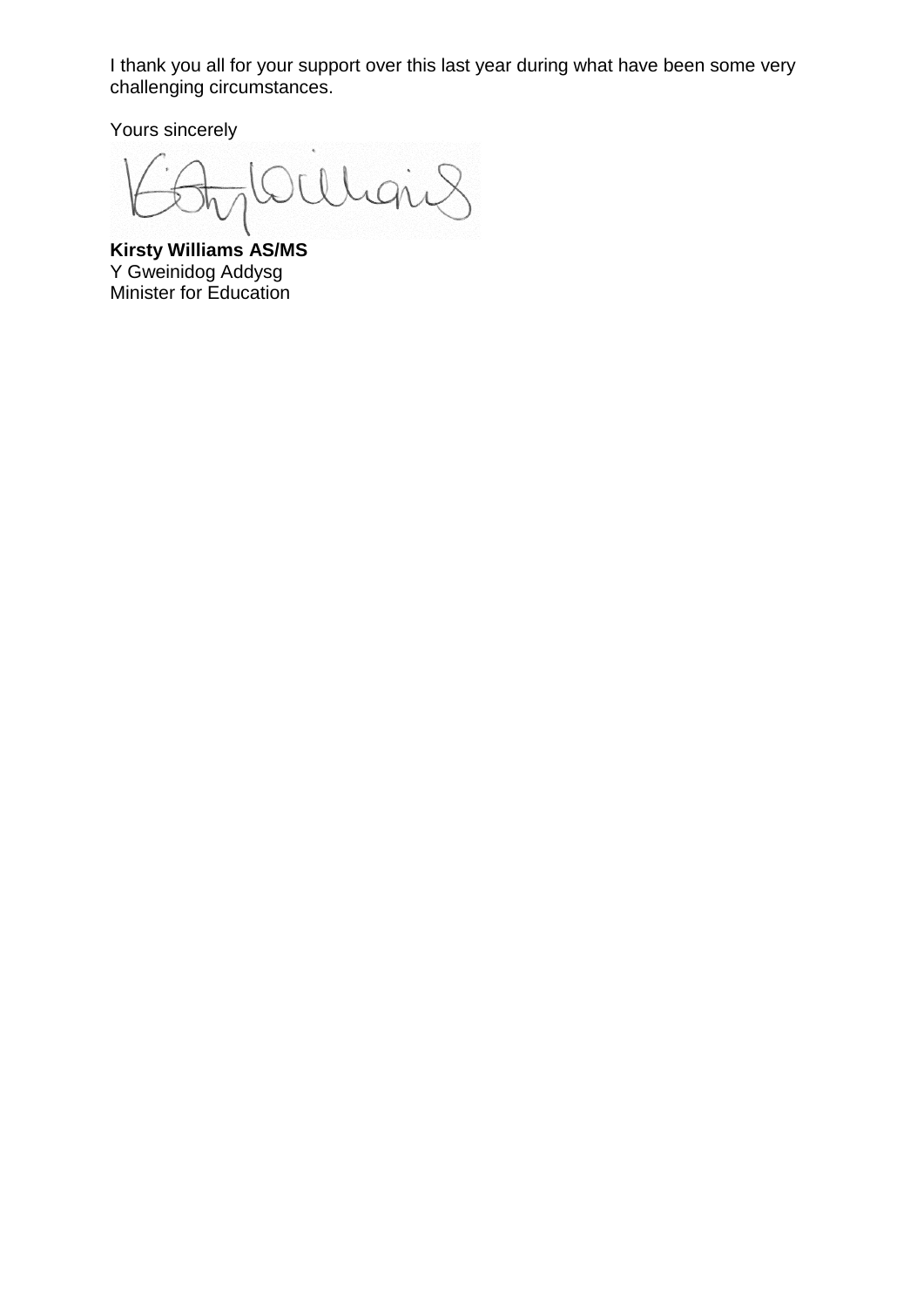I thank you all for your support over this last year during what have been some very challenging circumstances.

Yours sincerely

**Kirsty Williams AS/MS**
Y Gweinidog Addysg
Minister for Education